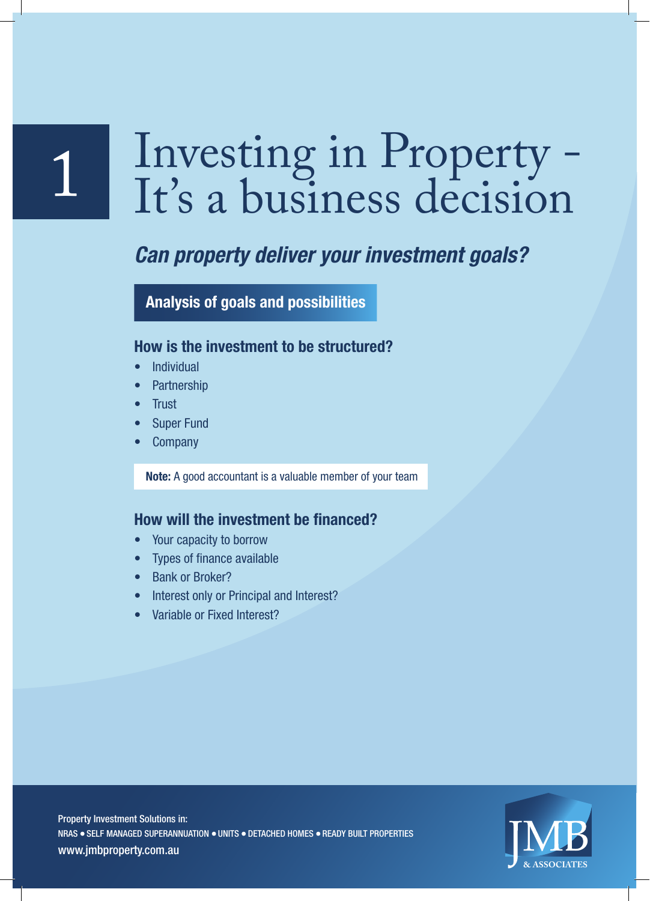# 1 Investing in Property - It's a business decision

## *Can property deliver your investment goals?*

**Analysis of goals and possibilities**

### How is the investment to be structured?

- Individual
- Partnership
- Trust
- Super Fund
- Company

**Note:** A good accountant is a valuable member of your team

### How will the investment be financed?

- Your capacity to borrow
- Types of finance available
- Bank or Broker?
- Interest only or Principal and Interest?
- Variable or Fixed Interest?

Property Investment Solutions in:
NRAS • SELF MANAGED SUPERANNUATION • UNITS • DETACHED HOMES • READY BUILT PROPERTIES
www.jmbproperty.com.au

JMB & ASSOCIATES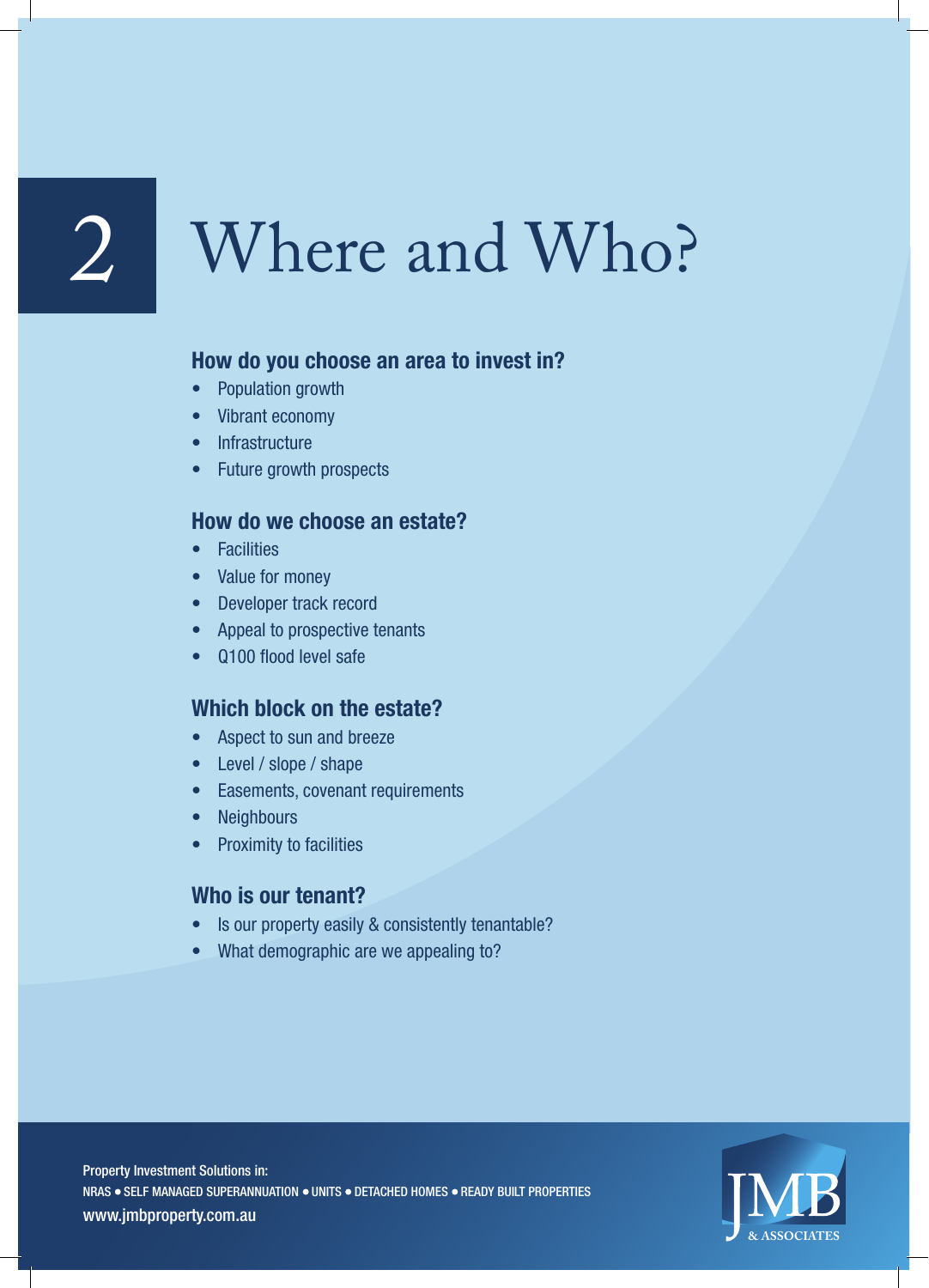# 2 Where and Who?

### How do you choose an area to invest in?

- Population growth
- Vibrant economy
- Infrastructure
- Future growth prospects

### How do we choose an estate?

- Facilities
- Value for money
- Developer track record
- Appeal to prospective tenants
- Q100 flood level safe

### Which block on the estate?

- Aspect to sun and breeze
- Level / slope / shape
- Easements, covenant requirements
- Neighbours
- Proximity to facilities

### Who is our tenant?

- Is our property easily & consistently tenantable?
- What demographic are we appealing to?

Property Investment Solutions in:
NRAS • SELF MANAGED SUPERANNUATION • UNITS • DETACHED HOMES • READY BUILT PROPERTIES
www.jmbproperty.com.au

JMB & ASSOCIATES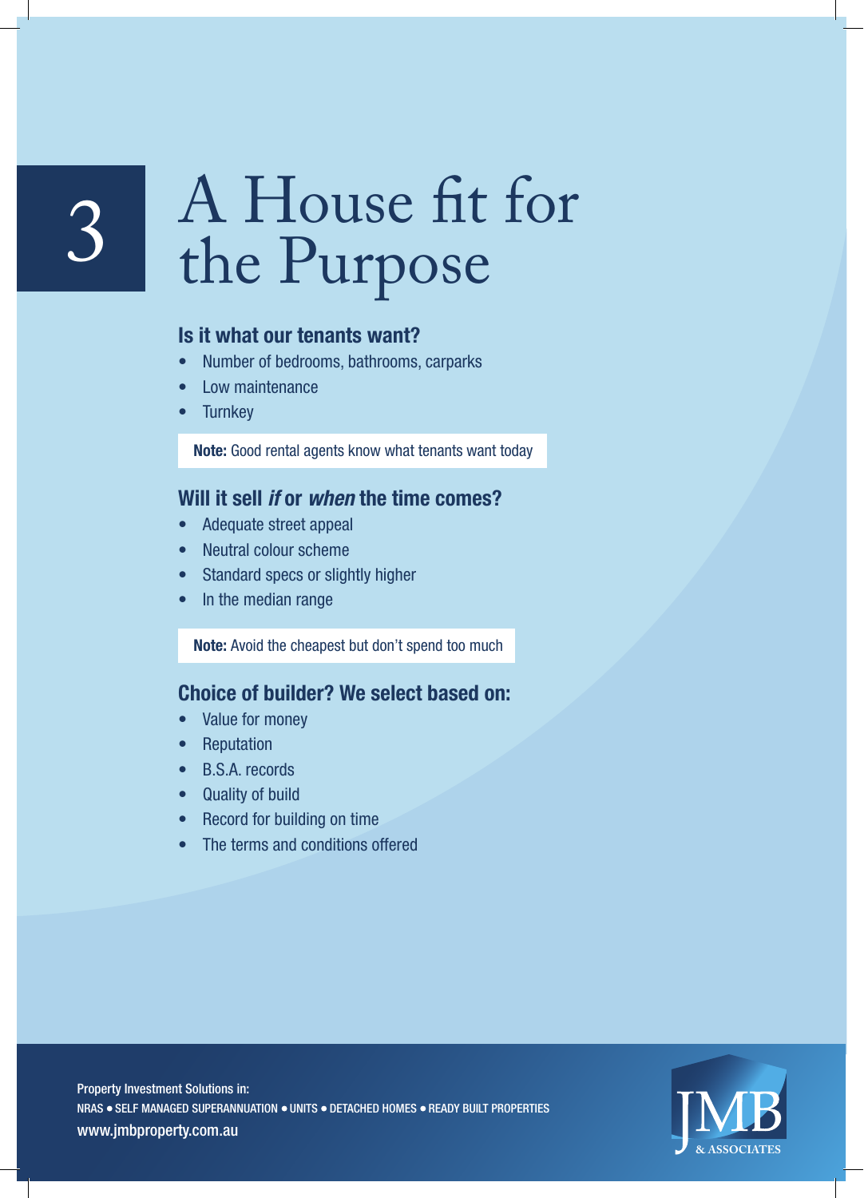# 3 A House fit for the Purpose

### Is it what our tenants want?

- Number of bedrooms, bathrooms, carparks
- Low maintenance
- Turnkey

**Note:** Good rental agents know what tenants want today

### Will it sell *if* or *when* the time comes?

- Adequate street appeal
- Neutral colour scheme
- Standard specs or slightly higher
- In the median range

**Note:** Avoid the cheapest but don't spend too much

### Choice of builder? We select based on:

- Value for money
- Reputation
- B.S.A. records
- Quality of build
- Record for building on time
- The terms and conditions offered

Property Investment Solutions in:
NRAS • SELF MANAGED SUPERANNUATION • UNITS • DETACHED HOMES • READY BUILT PROPERTIES
www.jmbproperty.com.au

JMB & ASSOCIATES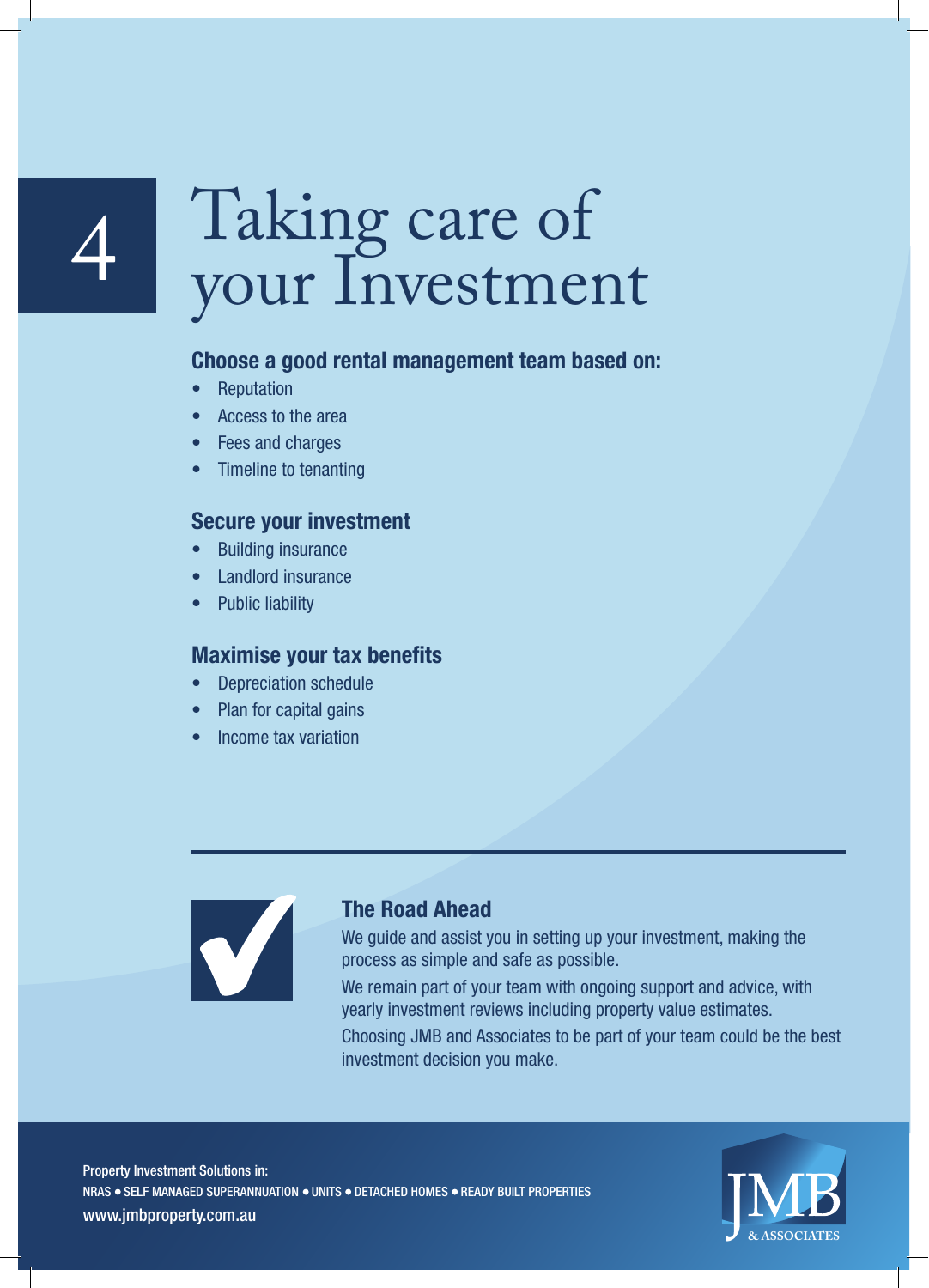# 4 Taking care of your Investment

### Choose a good rental management team based on:

- Reputation
- Access to the area
- Fees and charges
- Timeline to tenanting

### Secure your investment

- Building insurance
- Landlord insurance
- Public liability

### Maximise your tax benefits

- Depreciation schedule
- Plan for capital gains
- Income tax variation

---

### The Road Ahead

We guide and assist you in setting up your investment, making the process as simple and safe as possible.

We remain part of your team with ongoing support and advice, with yearly investment reviews including property value estimates.

Choosing JMB and Associates to be part of your team could be the best investment decision you make.

Property Investment Solutions in:

NRAS • SELF MANAGED SUPERANNUATION • UNITS • DETACHED HOMES • READY BUILT PROPERTIES

www.jmbproperty.com.au

JMB & ASSOCIATES